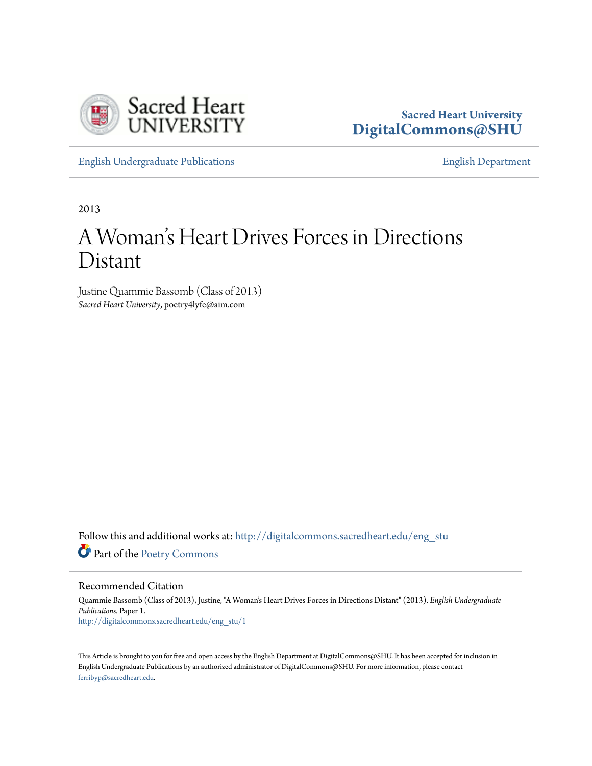Sacred Heart University
DigitalCommons@SHU

English Undergraduate Publications | English Department

2013

# A Woman's Heart Drives Forces in Directions Distant

Justine Quammie Bassomb (Class of 2013)
*Sacred Heart University*, poetry4lyfe@aim.com

Follow this and additional works at: http://digitalcommons.sacredheart.edu/eng_stu

Part of the Poetry Commons

## Recommended Citation

Quammie Bassomb (Class of 2013), Justine, "A Woman's Heart Drives Forces in Directions Distant" (2013). *English Undergraduate Publications.* Paper 1.
http://digitalcommons.sacredheart.edu/eng_stu/1

This Article is brought to you for free and open access by the English Department at DigitalCommons@SHU. It has been accepted for inclusion in English Undergraduate Publications by an authorized administrator of DigitalCommons@SHU. For more information, please contact ferribyp@sacredheart.edu.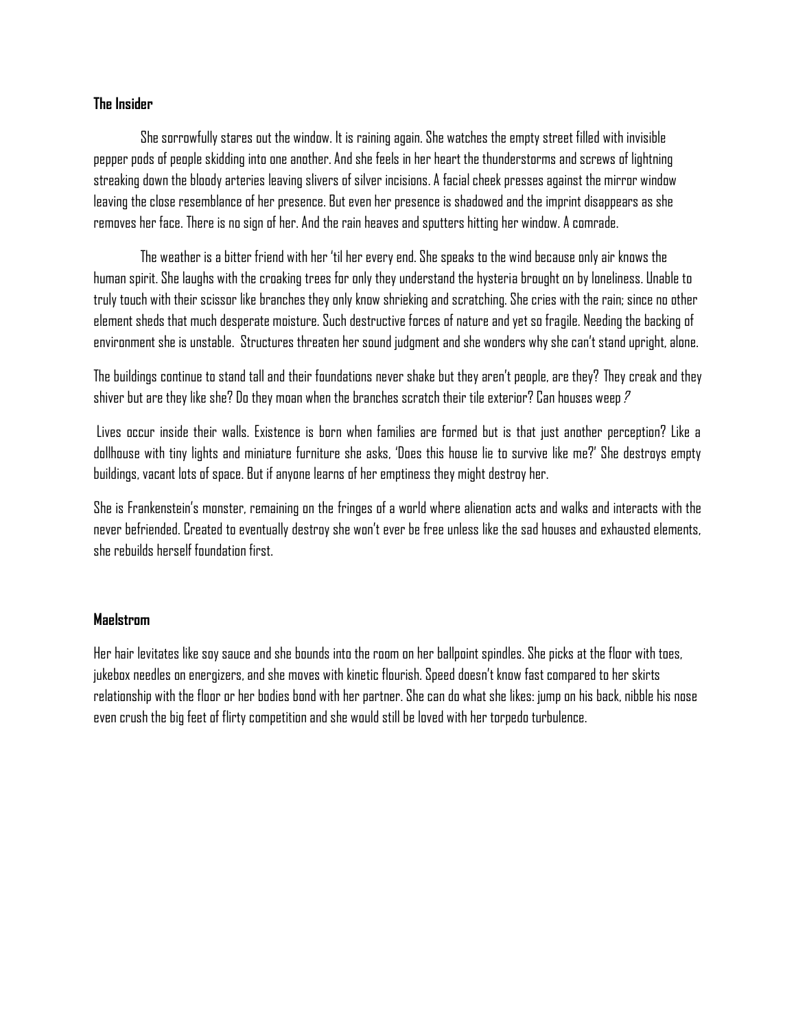**The Insider**

She sorrowfully stares out the window. It is raining again. She watches the empty street filled with invisible pepper pods of people skidding into one another. And she feels in her heart the thunderstorms and screws of lightning streaking down the bloody arteries leaving slivers of silver incisions. A facial cheek presses against the mirror window leaving the close resemblance of her presence. But even her presence is shadowed and the imprint disappears as she removes her face. There is no sign of her. And the rain heaves and sputters hitting her window. A comrade.

The weather is a bitter friend with her 'til her every end. She speaks to the wind because only air knows the human spirit. She laughs with the croaking trees for only they understand the hysteria brought on by loneliness. Unable to truly touch with their scissor like branches they only know shrieking and scratching. She cries with the rain; since no other element sheds that much desperate moisture. Such destructive forces of nature and yet so fragile. Needing the backing of environment she is unstable. Structures threaten her sound judgment and she wonders why she can't stand upright, alone.

The buildings continue to stand tall and their foundations never shake but they aren't people, are they? They creak and they shiver but are they like she? Do they moan when the branches scratch their tile exterior? Can houses weep?

Lives occur inside their walls. Existence is born when families are formed but is that just another perception? Like a dollhouse with tiny lights and miniature furniture she asks, 'Does this house lie to survive like me?' She destroys empty buildings, vacant lots of space. But if anyone learns of her emptiness they might destroy her.

She is Frankenstein's monster, remaining on the fringes of a world where alienation acts and walks and interacts with the never befriended. Created to eventually destroy she won't ever be free unless like the sad houses and exhausted elements, she rebuilds herself foundation first.

**Maelstrom**

Her hair levitates like soy sauce and she bounds into the room on her ballpoint spindles. She picks at the floor with toes, jukebox needles on energizers, and she moves with kinetic flourish. Speed doesn't know fast compared to her skirts relationship with the floor or her bodies bond with her partner. She can do what she likes: jump on his back, nibble his nose even crush the big feet of flirty competition and she would still be loved with her torpedo turbulence.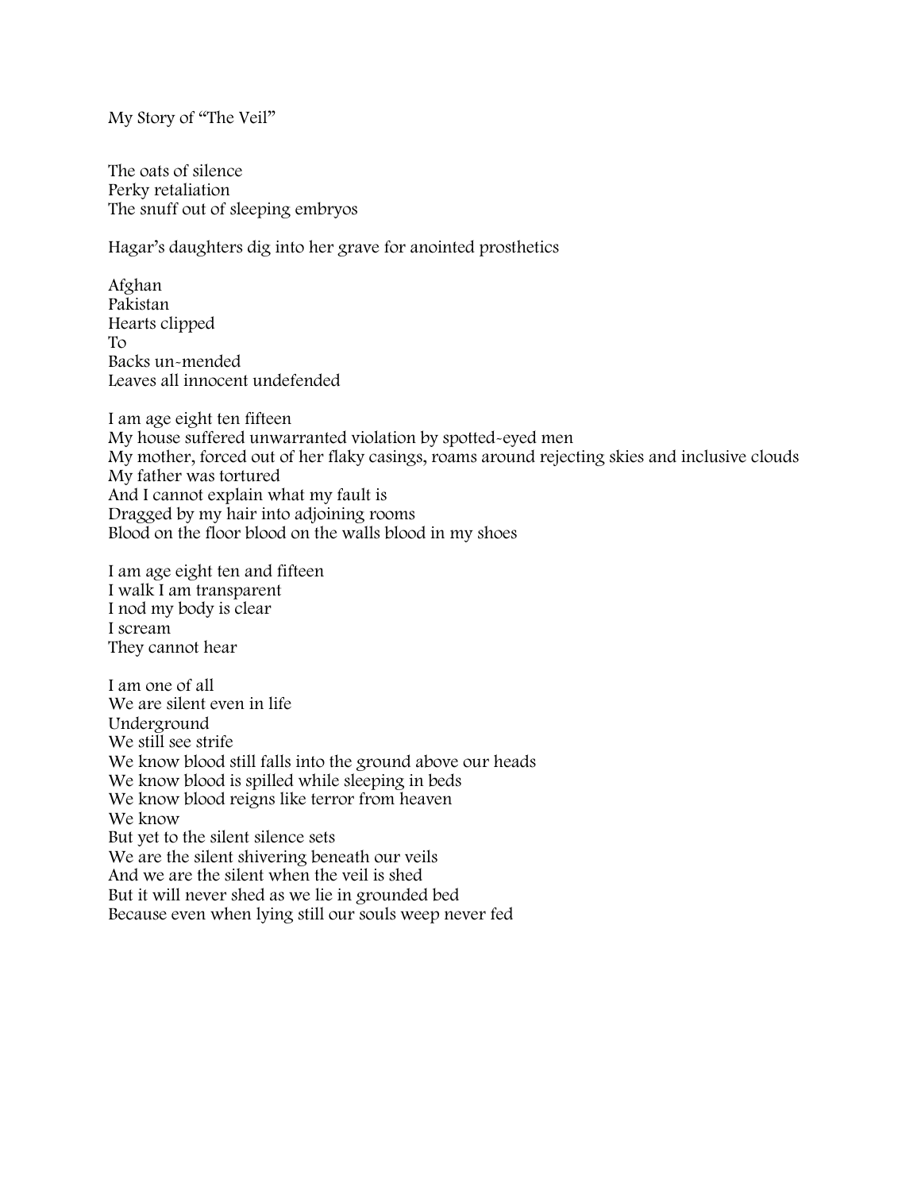My Story of "The Veil"

The oats of silence  
Perky retaliation  
The snuff out of sleeping embryos

Hagar's daughters dig into her grave for anointed prosthetics

Afghan  
Pakistan  
Hearts clipped  
To  
Backs un-mended  
Leaves all innocent undefended

I am age eight ten fifteen  
My house suffered unwarranted violation by spotted-eyed men  
My mother, forced out of her flaky casings, roams around rejecting skies and inclusive clouds  
My father was tortured  
And I cannot explain what my fault is  
Dragged by my hair into adjoining rooms  
Blood on the floor blood on the walls blood in my shoes

I am age eight ten and fifteen  
I walk I am transparent  
I nod my body is clear  
I scream  
They cannot hear

I am one of all  
We are silent even in life  
Underground  
We still see strife  
We know blood still falls into the ground above our heads  
We know blood is spilled while sleeping in beds  
We know blood reigns like terror from heaven  
We know  
But yet to the silent silence sets  
We are the silent shivering beneath our veils  
And we are the silent when the veil is shed  
But it will never shed as we lie in grounded bed  
Because even when lying still our souls weep never fed